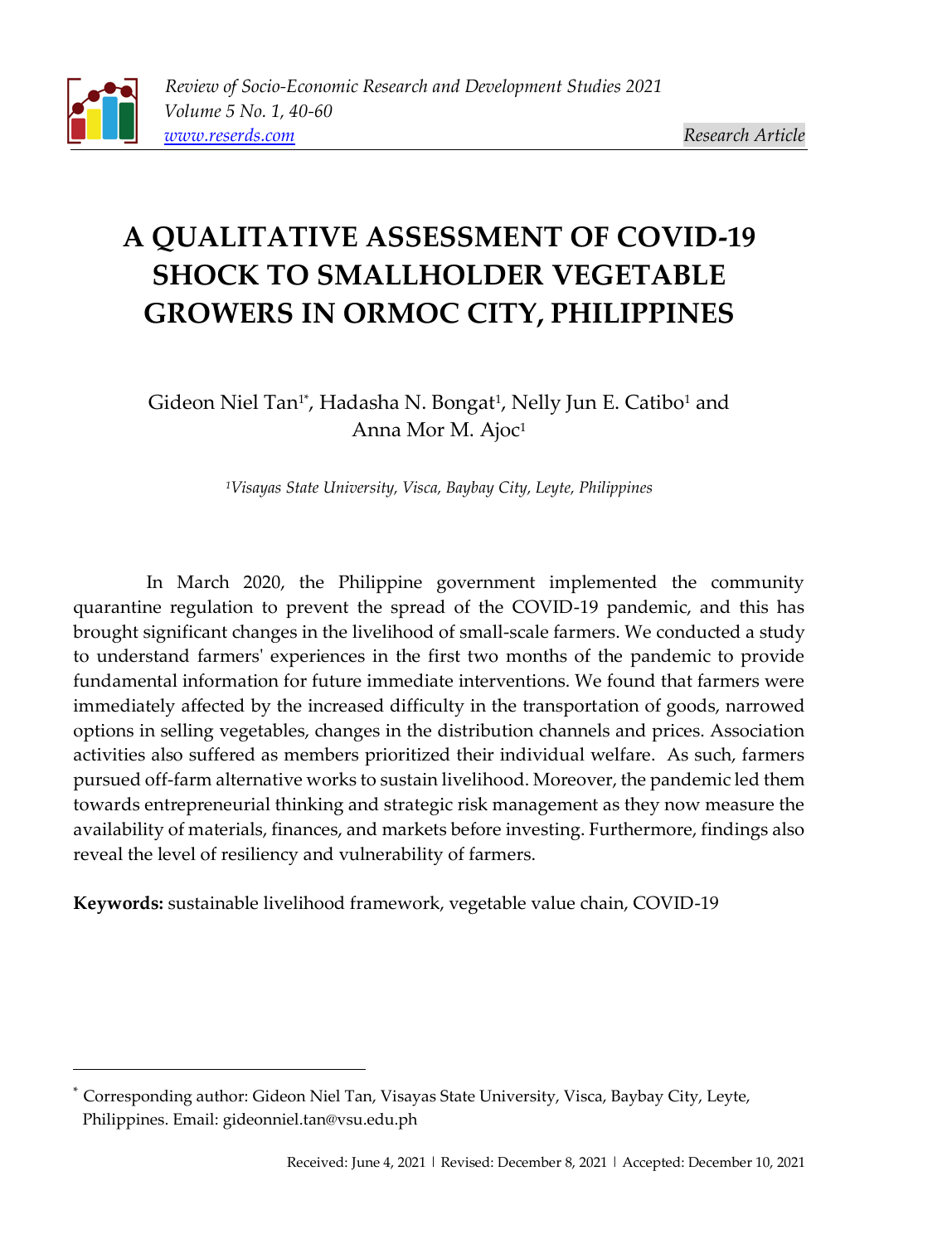Research Article

# A QUALITATIVE ASSESSMENT OF COVID-19 SHOCK TO SMALLHOLDER VEGETABLE GROWERS IN ORMOC CITY, PHILIPPINES

Gideon Niel Tan[1*], Hadasha N. Bongat[1], Nelly Jun E. Catibo[1] and Anna Mor M. Ajoc[1]

*[1]Visayas State University, Visca, Baybay City, Leyte, Philippines*

In March 2020, the Philippine government implemented the community quarantine regulation to prevent the spread of the COVID-19 pandemic, and this has brought significant changes in the livelihood of small-scale farmers. We conducted a study to understand farmers' experiences in the first two months of the pandemic to provide fundamental information for future immediate interventions. We found that farmers were immediately affected by the increased difficulty in the transportation of goods, narrowed options in selling vegetables, changes in the distribution channels and prices. Association activities also suffered as members prioritized their individual welfare. As such, farmers pursued off-farm alternative works to sustain livelihood. Moreover, the pandemic led them towards entrepreneurial thinking and strategic risk management as they now measure the availability of materials, finances, and markets before investing. Furthermore, findings also reveal the level of resiliency and vulnerability of farmers.

**Keywords:** sustainable livelihood framework, vegetable value chain, COVID-19

---

[*] Corresponding author: Gideon Niel Tan, Visayas State University, Visca, Baybay City, Leyte, Philippines. Email: gideonniel.tan@vsu.edu.ph

Received: June 4, 2021 | Revised: December 8, 2021 | Accepted: December 10, 2021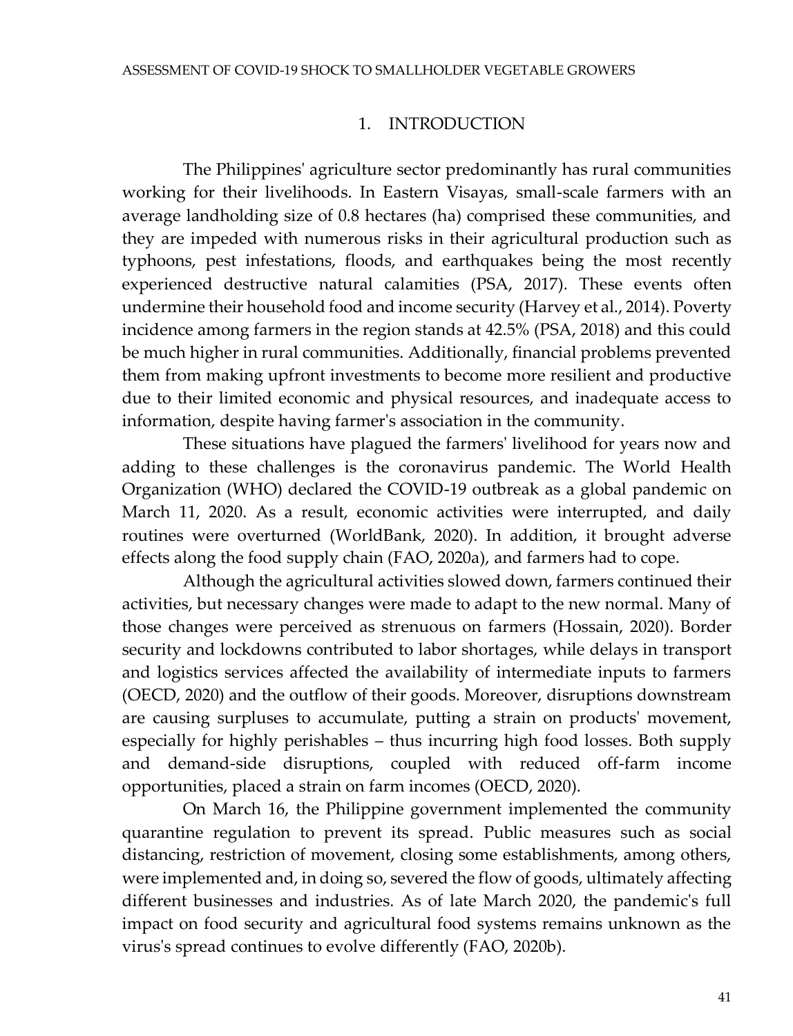# 1. INTRODUCTION

The Philippines' agriculture sector predominantly has rural communities working for their livelihoods. In Eastern Visayas, small-scale farmers with an average landholding size of 0.8 hectares (ha) comprised these communities, and they are impeded with numerous risks in their agricultural production such as typhoons, pest infestations, floods, and earthquakes being the most recently experienced destructive natural calamities (PSA, 2017). These events often undermine their household food and income security (Harvey et al., 2014). Poverty incidence among farmers in the region stands at 42.5% (PSA, 2018) and this could be much higher in rural communities. Additionally, financial problems prevented them from making upfront investments to become more resilient and productive due to their limited economic and physical resources, and inadequate access to information, despite having farmer's association in the community.

These situations have plagued the farmers' livelihood for years now and adding to these challenges is the coronavirus pandemic. The World Health Organization (WHO) declared the COVID-19 outbreak as a global pandemic on March 11, 2020. As a result, economic activities were interrupted, and daily routines were overturned (WorldBank, 2020). In addition, it brought adverse effects along the food supply chain (FAO, 2020a), and farmers had to cope.

Although the agricultural activities slowed down, farmers continued their activities, but necessary changes were made to adapt to the new normal. Many of those changes were perceived as strenuous on farmers (Hossain, 2020). Border security and lockdowns contributed to labor shortages, while delays in transport and logistics services affected the availability of intermediate inputs to farmers (OECD, 2020) and the outflow of their goods. Moreover, disruptions downstream are causing surpluses to accumulate, putting a strain on products' movement, especially for highly perishables – thus incurring high food losses. Both supply and demand-side disruptions, coupled with reduced off-farm income opportunities, placed a strain on farm incomes (OECD, 2020).

On March 16, the Philippine government implemented the community quarantine regulation to prevent its spread. Public measures such as social distancing, restriction of movement, closing some establishments, among others, were implemented and, in doing so, severed the flow of goods, ultimately affecting different businesses and industries. As of late March 2020, the pandemic's full impact on food security and agricultural food systems remains unknown as the virus's spread continues to evolve differently (FAO, 2020b).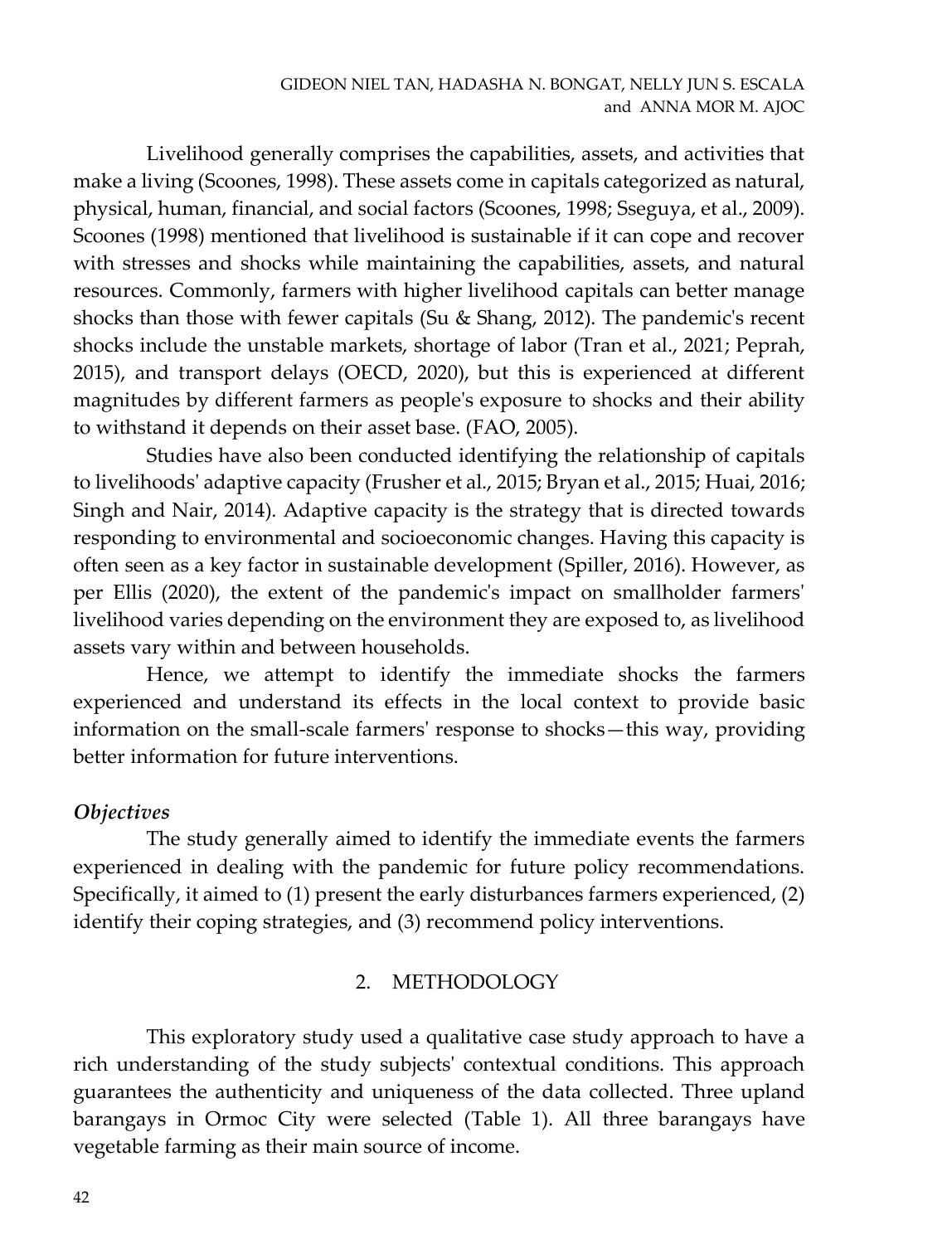Livelihood generally comprises the capabilities, assets, and activities that make a living (Scoones, 1998). These assets come in capitals categorized as natural, physical, human, financial, and social factors (Scoones, 1998; Sseguya, et al., 2009). Scoones (1998) mentioned that livelihood is sustainable if it can cope and recover with stresses and shocks while maintaining the capabilities, assets, and natural resources. Commonly, farmers with higher livelihood capitals can better manage shocks than those with fewer capitals (Su & Shang, 2012). The pandemic's recent shocks include the unstable markets, shortage of labor (Tran et al., 2021; Peprah, 2015), and transport delays (OECD, 2020), but this is experienced at different magnitudes by different farmers as people's exposure to shocks and their ability to withstand it depends on their asset base. (FAO, 2005).

Studies have also been conducted identifying the relationship of capitals to livelihoods' adaptive capacity (Frusher et al., 2015; Bryan et al., 2015; Huai, 2016; Singh and Nair, 2014). Adaptive capacity is the strategy that is directed towards responding to environmental and socioeconomic changes. Having this capacity is often seen as a key factor in sustainable development (Spiller, 2016). However, as per Ellis (2020), the extent of the pandemic's impact on smallholder farmers' livelihood varies depending on the environment they are exposed to, as livelihood assets vary within and between households.

Hence, we attempt to identify the immediate shocks the farmers experienced and understand its effects in the local context to provide basic information on the small-scale farmers' response to shocks—this way, providing better information for future interventions.

### *Objectives*

The study generally aimed to identify the immediate events the farmers experienced in dealing with the pandemic for future policy recommendations. Specifically, it aimed to (1) present the early disturbances farmers experienced, (2) identify their coping strategies, and (3) recommend policy interventions.

## 2. METHODOLOGY

This exploratory study used a qualitative case study approach to have a rich understanding of the study subjects' contextual conditions. This approach guarantees the authenticity and uniqueness of the data collected. Three upland barangays in Ormoc City were selected (Table 1). All three barangays have vegetable farming as their main source of income.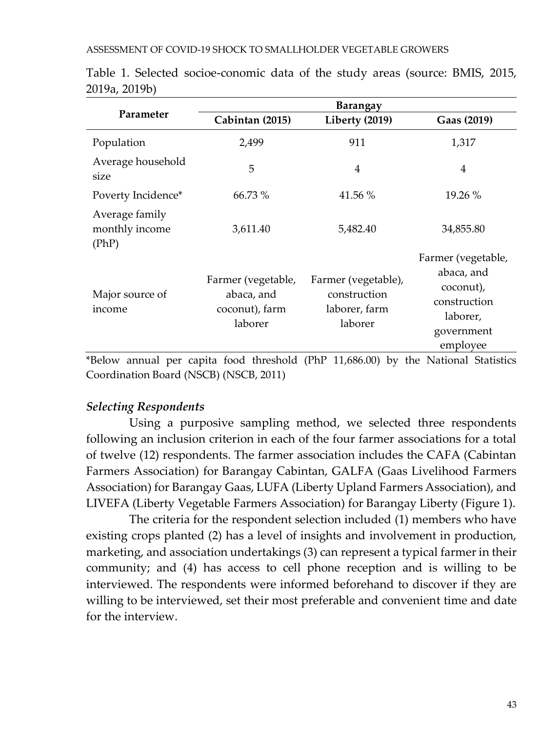Table 1. Selected socioe-conomic data of the study areas (source: BMIS, 2015, 2019a, 2019b)

| Parameter | Barangay | | |
|---|---|---|---|
| | Cabintan (2015) | Liberty (2019) | Gaas (2019) |
| Population | 2,499 | 911 | 1,317 |
| Average household size | 5 | 4 | 4 |
| Poverty Incidence* | 66.73 % | 41.56 % | 19.26 % |
| Average family monthly income (PhP) | 3,611.40 | 5,482.40 | 34,855.80 |
| Major source of income | Farmer (vegetable, abaca, and coconut), farm laborer | Farmer (vegetable), construction laborer, farm laborer | Farmer (vegetable, abaca, and coconut), construction laborer, government employee |

*Below annual per capita food threshold (PhP 11,686.00) by the National Statistics Coordination Board (NSCB) (NSCB, 2011)

### *Selecting Respondents*

Using a purposive sampling method, we selected three respondents following an inclusion criterion in each of the four farmer associations for a total of twelve (12) respondents. The farmer association includes the CAFA (Cabintan Farmers Association) for Barangay Cabintan, GALFA (Gaas Livelihood Farmers Association) for Barangay Gaas, LUFA (Liberty Upland Farmers Association), and LIVEFA (Liberty Vegetable Farmers Association) for Barangay Liberty (Figure 1).

The criteria for the respondent selection included (1) members who have existing crops planted (2) has a level of insights and involvement in production, marketing, and association undertakings (3) can represent a typical farmer in their community; and (4) has access to cell phone reception and is willing to be interviewed. The respondents were informed beforehand to discover if they are willing to be interviewed, set their most preferable and convenient time and date for the interview.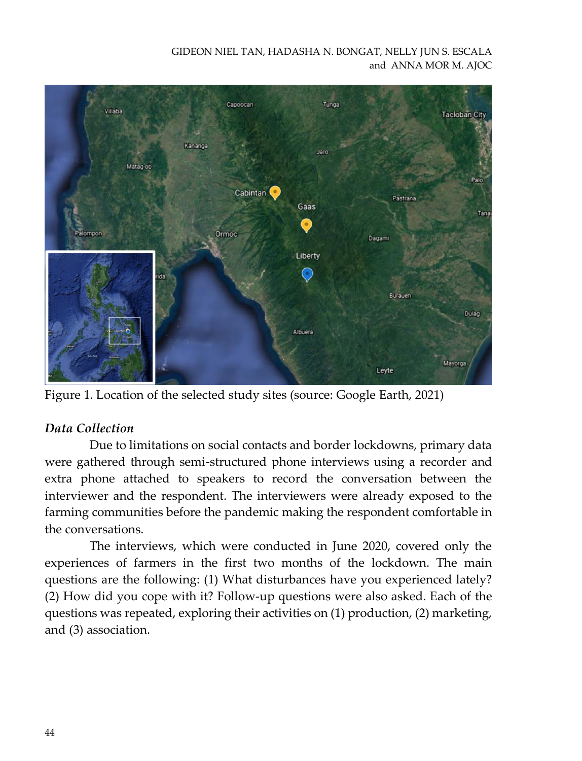Figure 1. Location of the selected study sites (source: Google Earth, 2021)

### *Data Collection*

Due to limitations on social contacts and border lockdowns, primary data were gathered through semi-structured phone interviews using a recorder and extra phone attached to speakers to record the conversation between the interviewer and the respondent. The interviewers were already exposed to the farming communities before the pandemic making the respondent comfortable in the conversations.

The interviews, which were conducted in June 2020, covered only the experiences of farmers in the first two months of the lockdown. The main questions are the following: (1) What disturbances have you experienced lately? (2) How did you cope with it? Follow-up questions were also asked. Each of the questions was repeated, exploring their activities on (1) production, (2) marketing, and (3) association.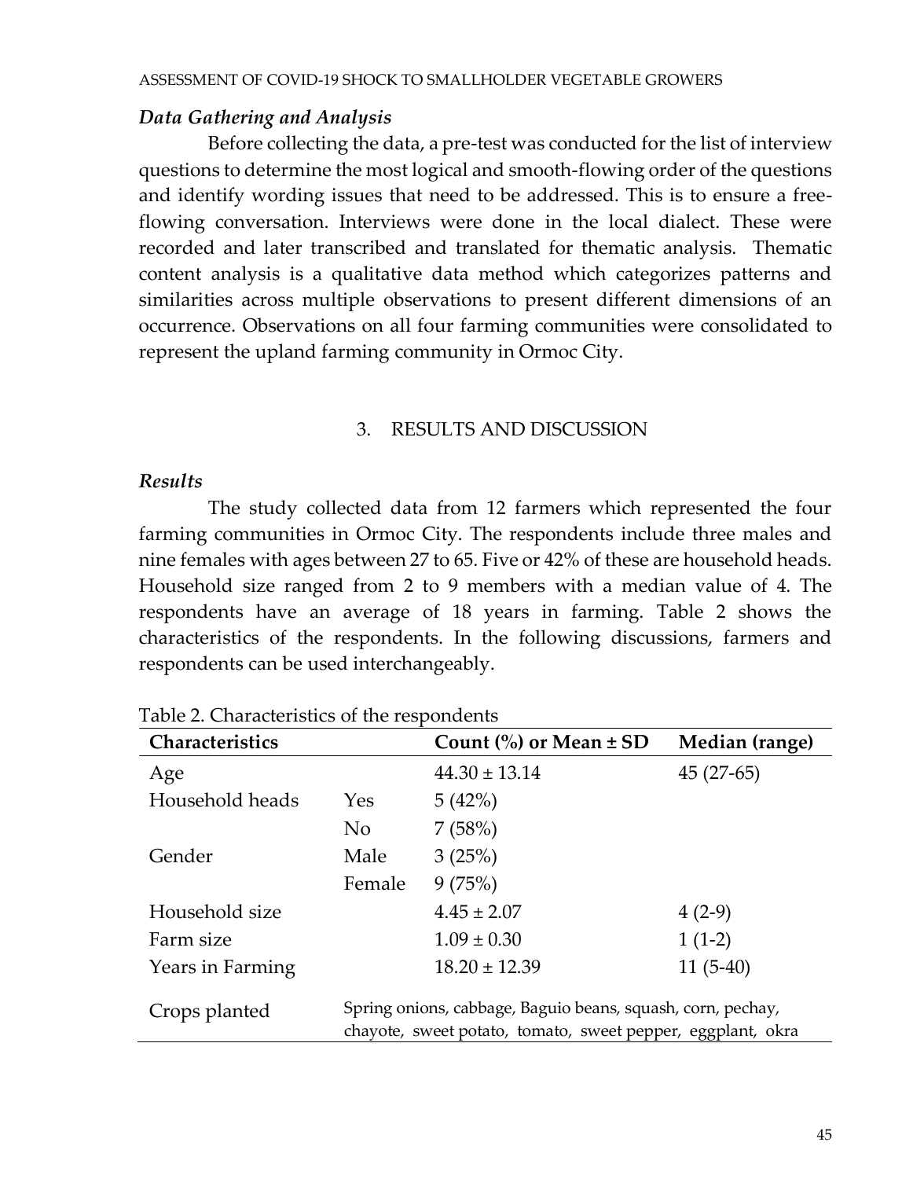### *Data Gathering and Analysis*

Before collecting the data, a pre-test was conducted for the list of interview questions to determine the most logical and smooth-flowing order of the questions and identify wording issues that need to be addressed. This is to ensure a free-flowing conversation. Interviews were done in the local dialect. These were recorded and later transcribed and translated for thematic analysis. Thematic content analysis is a qualitative data method which categorizes patterns and similarities across multiple observations to present different dimensions of an occurrence. Observations on all four farming communities were consolidated to represent the upland farming community in Ormoc City.

## 3. RESULTS AND DISCUSSION

### *Results*

The study collected data from 12 farmers which represented the four farming communities in Ormoc City. The respondents include three males and nine females with ages between 27 to 65. Five or 42% of these are household heads. Household size ranged from 2 to 9 members with a median value of 4. The respondents have an average of 18 years in farming. Table 2 shows the characteristics of the respondents. In the following discussions, farmers and respondents can be used interchangeably.

Table 2. Characteristics of the respondents

| **Characteristics** | | **Count (%) or Mean ± SD** | **Median (range)** |
|---|---|---|---|
| Age | | 44.30 ± 13.14 | 45 (27-65) |
| Household heads | Yes | 5 (42%) | |
| | No | 7 (58%) | |
| Gender | Male | 3 (25%) | |
| | Female | 9 (75%) | |
| Household size | | 4.45 ± 2.07 | 4 (2-9) |
| Farm size | | 1.09 ± 0.30 | 1 (1-2) |
| Years in Farming | | 18.20 ± 12.39 | 11 (5-40) |
| Crops planted | Spring onions, cabbage, Baguio beans, squash, corn, pechay, chayote, sweet potato, tomato, sweet pepper, eggplant, okra | | |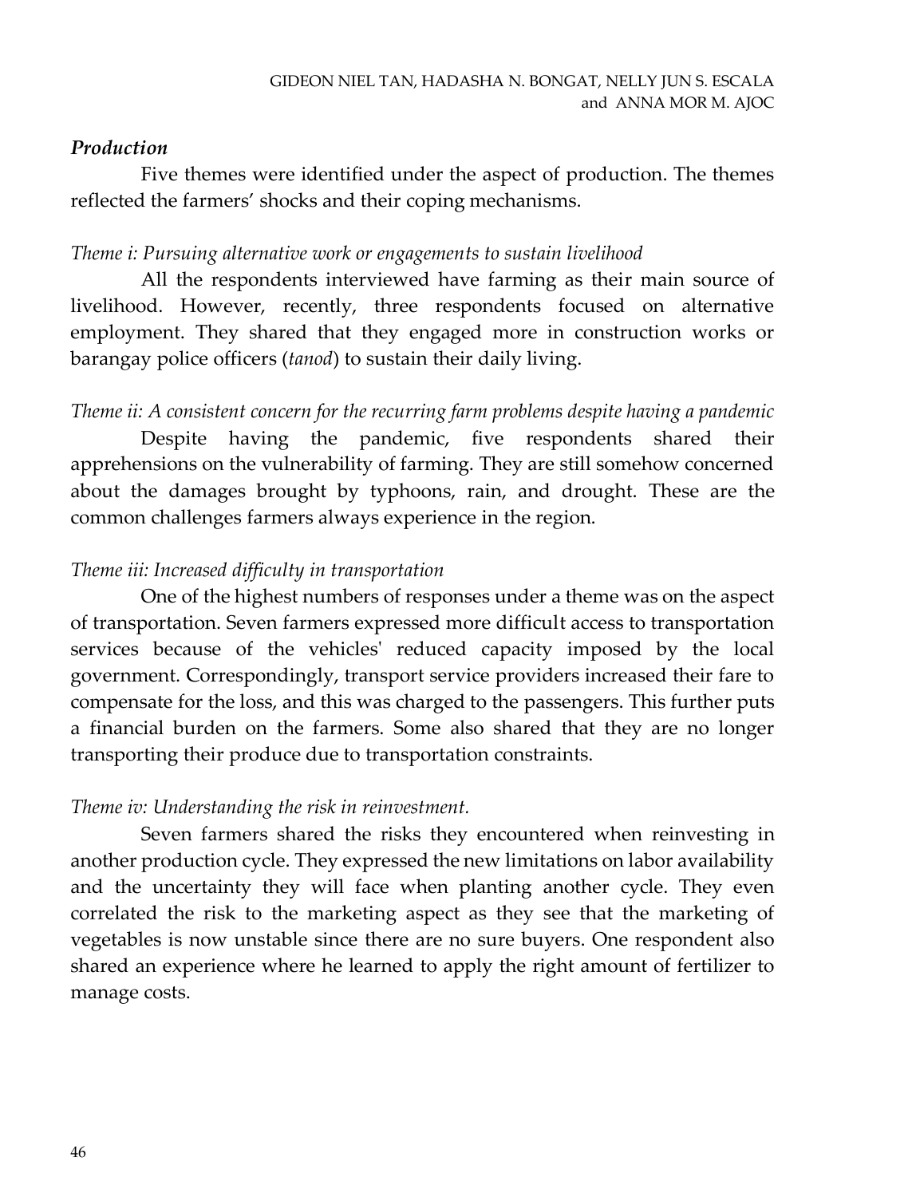### *Production*

Five themes were identified under the aspect of production. The themes reflected the farmers' shocks and their coping mechanisms.

*Theme i: Pursuing alternative work or engagements to sustain livelihood*

All the respondents interviewed have farming as their main source of livelihood. However, recently, three respondents focused on alternative employment. They shared that they engaged more in construction works or barangay police officers (*tanod*) to sustain their daily living.

*Theme ii: A consistent concern for the recurring farm problems despite having a pandemic*

Despite having the pandemic, five respondents shared their apprehensions on the vulnerability of farming. They are still somehow concerned about the damages brought by typhoons, rain, and drought. These are the common challenges farmers always experience in the region.

*Theme iii: Increased difficulty in transportation*

One of the highest numbers of responses under a theme was on the aspect of transportation. Seven farmers expressed more difficult access to transportation services because of the vehicles' reduced capacity imposed by the local government. Correspondingly, transport service providers increased their fare to compensate for the loss, and this was charged to the passengers. This further puts a financial burden on the farmers. Some also shared that they are no longer transporting their produce due to transportation constraints.

*Theme iv: Understanding the risk in reinvestment.*

Seven farmers shared the risks they encountered when reinvesting in another production cycle. They expressed the new limitations on labor availability and the uncertainty they will face when planting another cycle. They even correlated the risk to the marketing aspect as they see that the marketing of vegetables is now unstable since there are no sure buyers. One respondent also shared an experience where he learned to apply the right amount of fertilizer to manage costs.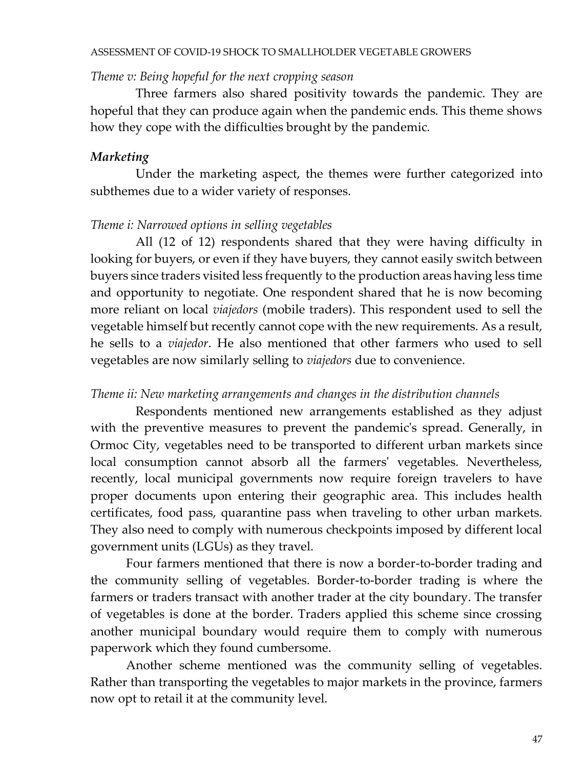*Theme v: Being hopeful for the next cropping season*

Three farmers also shared positivity towards the pandemic. They are hopeful that they can produce again when the pandemic ends. This theme shows how they cope with the difficulties brought by the pandemic.

### *Marketing*

Under the marketing aspect, the themes were further categorized into subthemes due to a wider variety of responses.

*Theme i: Narrowed options in selling vegetables*

All (12 of 12) respondents shared that they were having difficulty in looking for buyers, or even if they have buyers, they cannot easily switch between buyers since traders visited less frequently to the production areas having less time and opportunity to negotiate. One respondent shared that he is now becoming more reliant on local *viajedors* (mobile traders). This respondent used to sell the vegetable himself but recently cannot cope with the new requirements. As a result, he sells to a *viajedor*. He also mentioned that other farmers who used to sell vegetables are now similarly selling to *viajedors* due to convenience.

*Theme ii: New marketing arrangements and changes in the distribution channels*

Respondents mentioned new arrangements established as they adjust with the preventive measures to prevent the pandemic's spread. Generally, in Ormoc City, vegetables need to be transported to different urban markets since local consumption cannot absorb all the farmers' vegetables. Nevertheless, recently, local municipal governments now require foreign travelers to have proper documents upon entering their geographic area. This includes health certificates, food pass, quarantine pass when traveling to other urban markets. They also need to comply with numerous checkpoints imposed by different local government units (LGUs) as they travel.

Four farmers mentioned that there is now a border-to-border trading and the community selling of vegetables. Border-to-border trading is where the farmers or traders transact with another trader at the city boundary. The transfer of vegetables is done at the border. Traders applied this scheme since crossing another municipal boundary would require them to comply with numerous paperwork which they found cumbersome.

Another scheme mentioned was the community selling of vegetables. Rather than transporting the vegetables to major markets in the province, farmers now opt to retail it at the community level.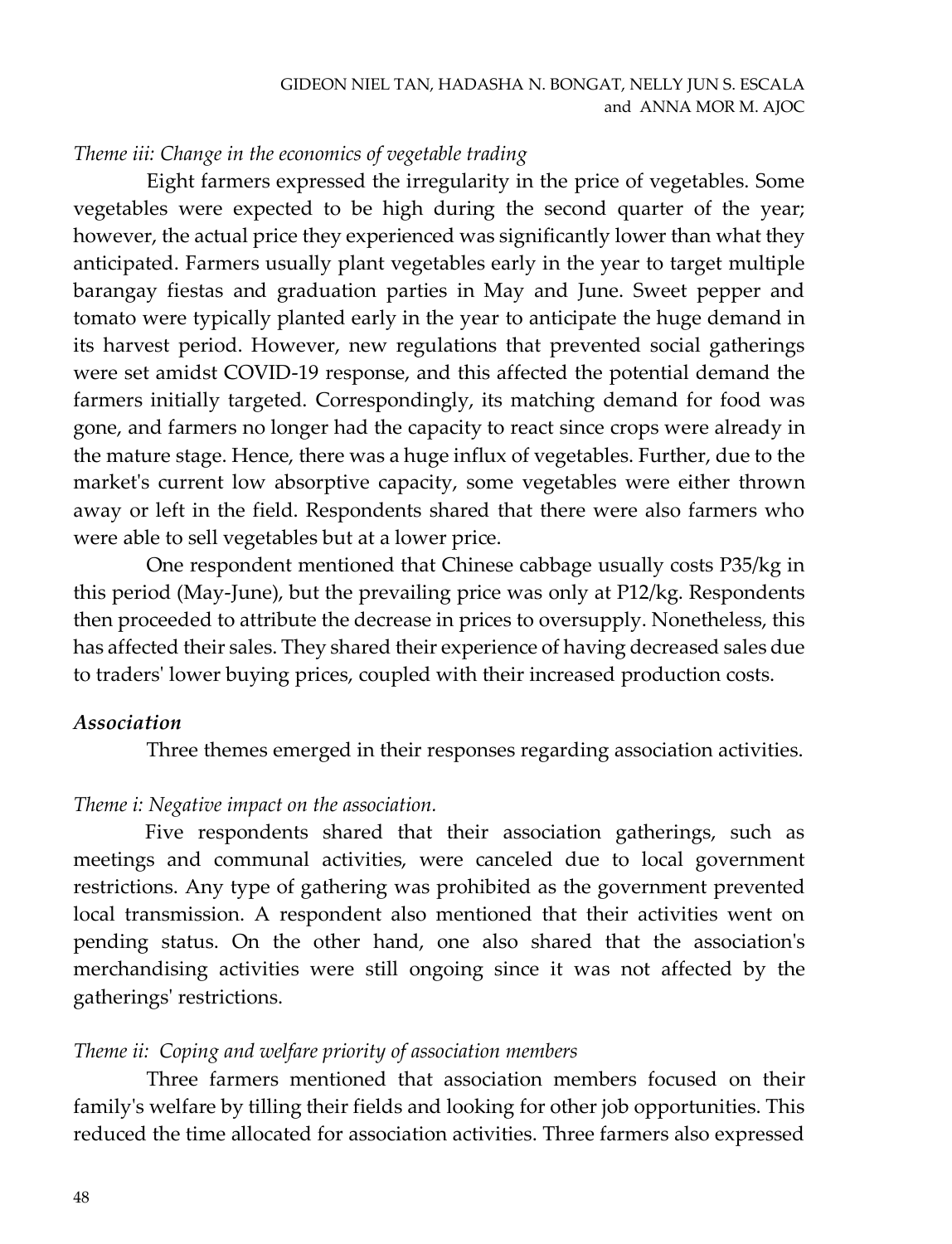*Theme iii: Change in the economics of vegetable trading*

Eight farmers expressed the irregularity in the price of vegetables. Some vegetables were expected to be high during the second quarter of the year; however, the actual price they experienced was significantly lower than what they anticipated. Farmers usually plant vegetables early in the year to target multiple barangay fiestas and graduation parties in May and June. Sweet pepper and tomato were typically planted early in the year to anticipate the huge demand in its harvest period. However, new regulations that prevented social gatherings were set amidst COVID-19 response, and this affected the potential demand the farmers initially targeted. Correspondingly, its matching demand for food was gone, and farmers no longer had the capacity to react since crops were already in the mature stage. Hence, there was a huge influx of vegetables. Further, due to the market's current low absorptive capacity, some vegetables were either thrown away or left in the field. Respondents shared that there were also farmers who were able to sell vegetables but at a lower price.

One respondent mentioned that Chinese cabbage usually costs P35/kg in this period (May-June), but the prevailing price was only at P12/kg. Respondents then proceeded to attribute the decrease in prices to oversupply. Nonetheless, this has affected their sales. They shared their experience of having decreased sales due to traders' lower buying prices, coupled with their increased production costs.

***Association***

Three themes emerged in their responses regarding association activities.

*Theme i: Negative impact on the association.*

Five respondents shared that their association gatherings, such as meetings and communal activities, were canceled due to local government restrictions. Any type of gathering was prohibited as the government prevented local transmission. A respondent also mentioned that their activities went on pending status. On the other hand, one also shared that the association's merchandising activities were still ongoing since it was not affected by the gatherings' restrictions.

*Theme ii: Coping and welfare priority of association members*

Three farmers mentioned that association members focused on their family's welfare by tilling their fields and looking for other job opportunities. This reduced the time allocated for association activities. Three farmers also expressed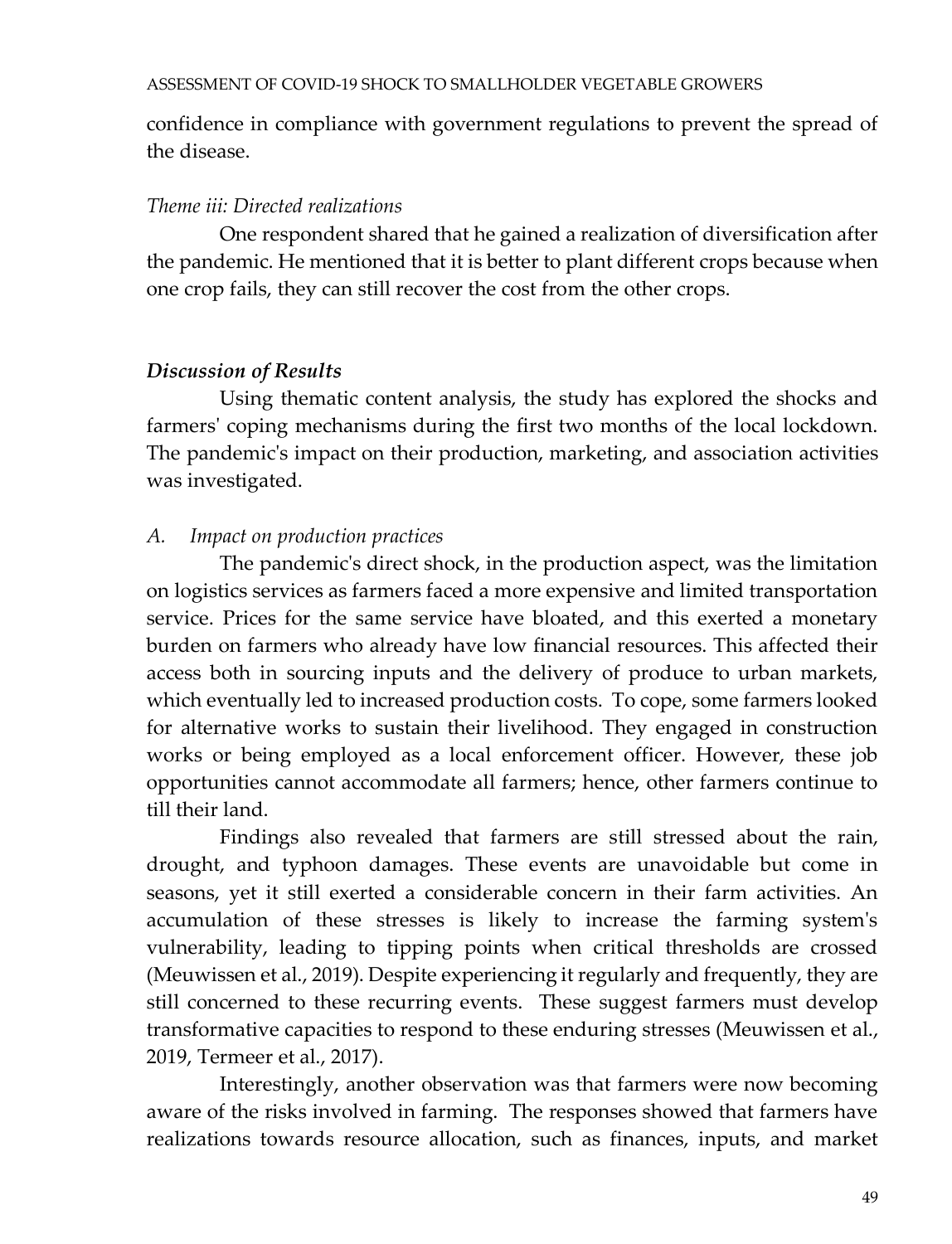confidence in compliance with government regulations to prevent the spread of the disease.

*Theme iii: Directed realizations*

One respondent shared that he gained a realization of diversification after the pandemic. He mentioned that it is better to plant different crops because when one crop fails, they can still recover the cost from the other crops.

### *Discussion of Results*

Using thematic content analysis, the study has explored the shocks and farmers' coping mechanisms during the first two months of the local lockdown. The pandemic's impact on their production, marketing, and association activities was investigated.

*A. Impact on production practices*

The pandemic's direct shock, in the production aspect, was the limitation on logistics services as farmers faced a more expensive and limited transportation service. Prices for the same service have bloated, and this exerted a monetary burden on farmers who already have low financial resources. This affected their access both in sourcing inputs and the delivery of produce to urban markets, which eventually led to increased production costs. To cope, some farmers looked for alternative works to sustain their livelihood. They engaged in construction works or being employed as a local enforcement officer. However, these job opportunities cannot accommodate all farmers; hence, other farmers continue to till their land.

Findings also revealed that farmers are still stressed about the rain, drought, and typhoon damages. These events are unavoidable but come in seasons, yet it still exerted a considerable concern in their farm activities. An accumulation of these stresses is likely to increase the farming system's vulnerability, leading to tipping points when critical thresholds are crossed (Meuwissen et al., 2019). Despite experiencing it regularly and frequently, they are still concerned to these recurring events. These suggest farmers must develop transformative capacities to respond to these enduring stresses (Meuwissen et al., 2019, Termeer et al., 2017).

Interestingly, another observation was that farmers were now becoming aware of the risks involved in farming. The responses showed that farmers have realizations towards resource allocation, such as finances, inputs, and market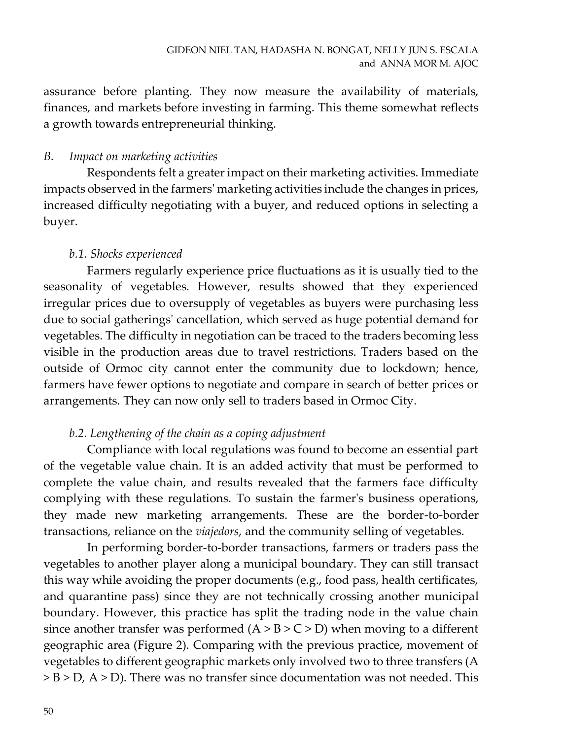assurance before planting. They now measure the availability of materials, finances, and markets before investing in farming. This theme somewhat reflects a growth towards entrepreneurial thinking.

### *B. Impact on marketing activities*

Respondents felt a greater impact on their marketing activities. Immediate impacts observed in the farmers' marketing activities include the changes in prices, increased difficulty negotiating with a buyer, and reduced options in selecting a buyer.

#### *b.1. Shocks experienced*

Farmers regularly experience price fluctuations as it is usually tied to the seasonality of vegetables. However, results showed that they experienced irregular prices due to oversupply of vegetables as buyers were purchasing less due to social gatherings' cancellation, which served as huge potential demand for vegetables. The difficulty in negotiation can be traced to the traders becoming less visible in the production areas due to travel restrictions. Traders based on the outside of Ormoc city cannot enter the community due to lockdown; hence, farmers have fewer options to negotiate and compare in search of better prices or arrangements. They can now only sell to traders based in Ormoc City.

#### *b.2. Lengthening of the chain as a coping adjustment*

Compliance with local regulations was found to become an essential part of the vegetable value chain. It is an added activity that must be performed to complete the value chain, and results revealed that the farmers face difficulty complying with these regulations. To sustain the farmer's business operations, they made new marketing arrangements. These are the border-to-border transactions, reliance on the *viajedors*, and the community selling of vegetables.

In performing border-to-border transactions, farmers or traders pass the vegetables to another player along a municipal boundary. They can still transact this way while avoiding the proper documents (e.g., food pass, health certificates, and quarantine pass) since they are not technically crossing another municipal boundary. However, this practice has split the trading node in the value chain since another transfer was performed (A > B > C > D) when moving to a different geographic area (Figure 2). Comparing with the previous practice, movement of vegetables to different geographic markets only involved two to three transfers (A > B > D, A > D). There was no transfer since documentation was not needed. This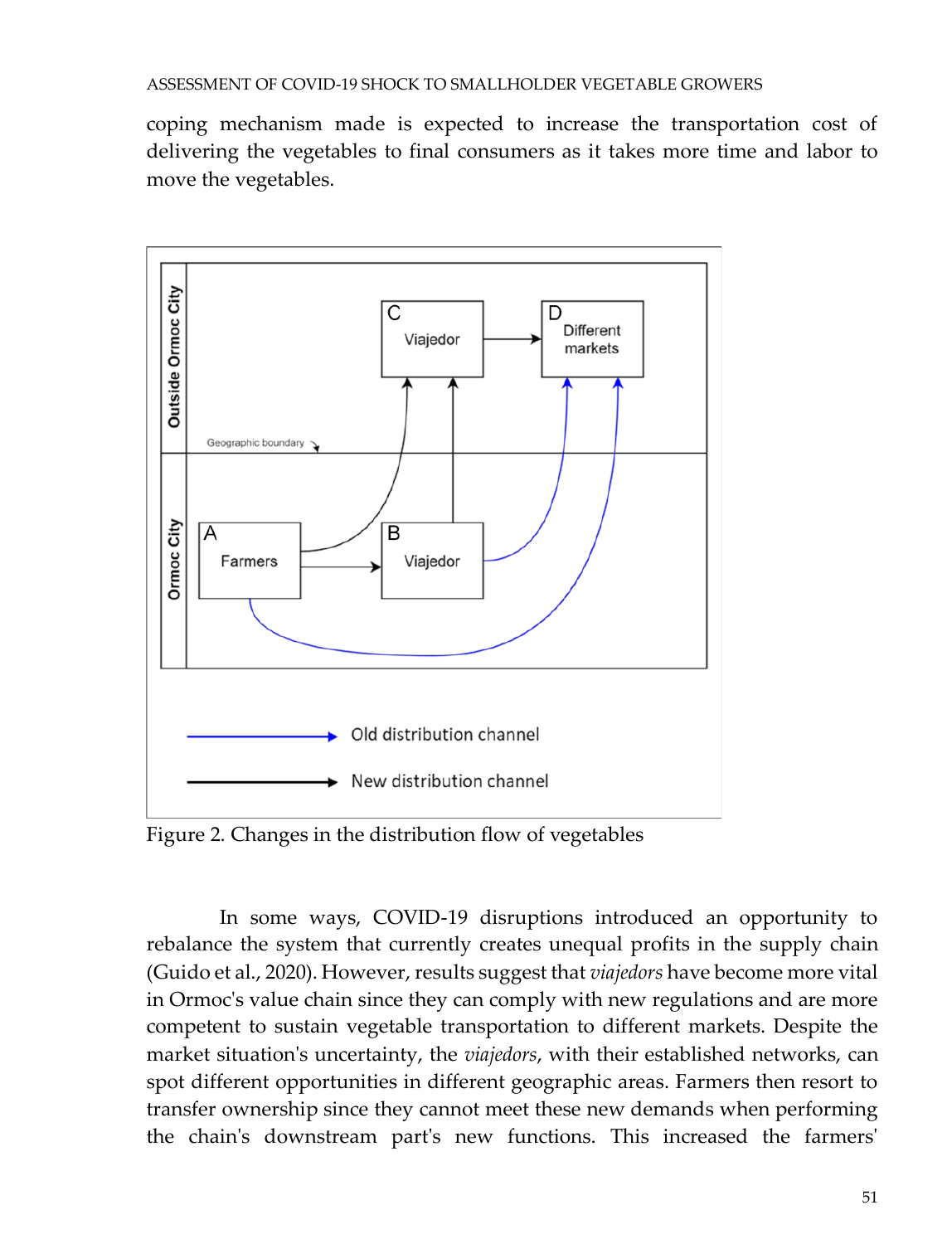coping mechanism made is expected to increase the transportation cost of delivering the vegetables to final consumers as it takes more time and labor to move the vegetables.

Figure 2. Changes in the distribution flow of vegetables

In some ways, COVID-19 disruptions introduced an opportunity to rebalance the system that currently creates unequal profits in the supply chain (Guido et al., 2020). However, results suggest that *viajedors* have become more vital in Ormoc's value chain since they can comply with new regulations and are more competent to sustain vegetable transportation to different markets. Despite the market situation's uncertainty, the *viajedors*, with their established networks, can spot different opportunities in different geographic areas. Farmers then resort to transfer ownership since they cannot meet these new demands when performing the chain's downstream part's new functions. This increased the farmers'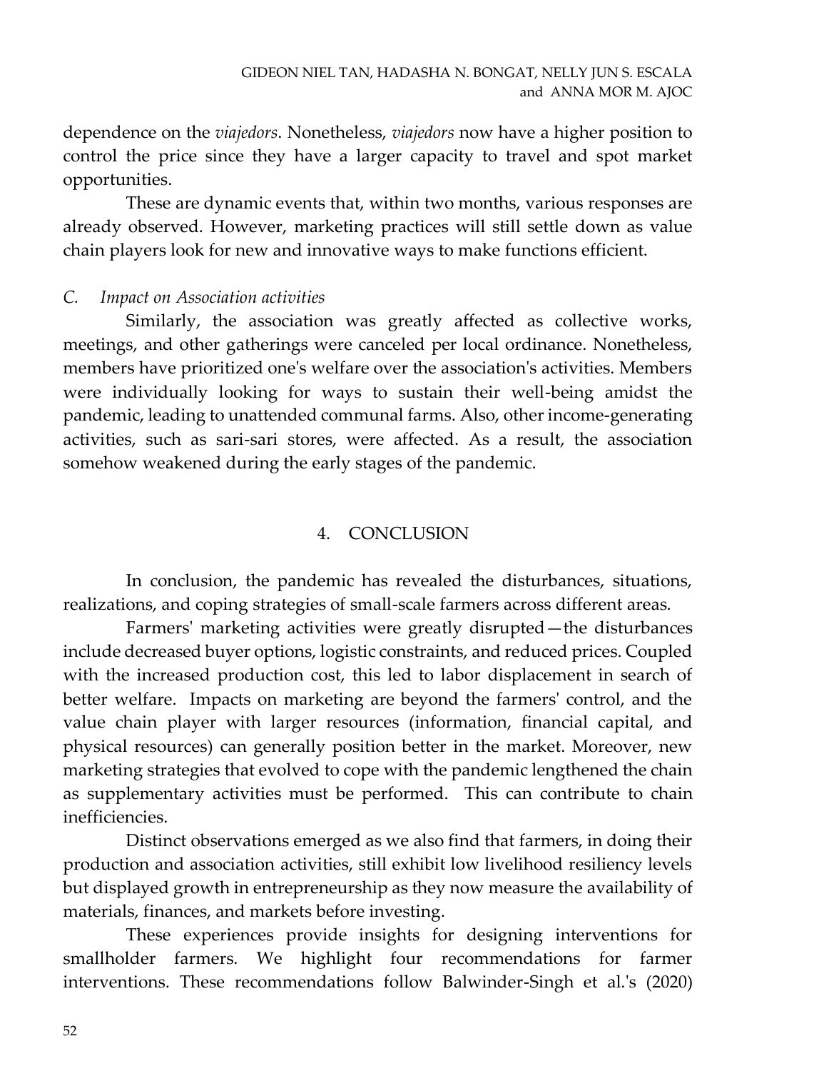dependence on the *viajedors*. Nonetheless, *viajedors* now have a higher position to control the price since they have a larger capacity to travel and spot market opportunities.

These are dynamic events that, within two months, various responses are already observed. However, marketing practices will still settle down as value chain players look for new and innovative ways to make functions efficient.

*C. Impact on Association activities*

Similarly, the association was greatly affected as collective works, meetings, and other gatherings were canceled per local ordinance. Nonetheless, members have prioritized one's welfare over the association's activities. Members were individually looking for ways to sustain their well-being amidst the pandemic, leading to unattended communal farms. Also, other income-generating activities, such as sari-sari stores, were affected. As a result, the association somehow weakened during the early stages of the pandemic.

## 4. CONCLUSION

In conclusion, the pandemic has revealed the disturbances, situations, realizations, and coping strategies of small-scale farmers across different areas.

Farmers' marketing activities were greatly disrupted—the disturbances include decreased buyer options, logistic constraints, and reduced prices. Coupled with the increased production cost, this led to labor displacement in search of better welfare. Impacts on marketing are beyond the farmers' control, and the value chain player with larger resources (information, financial capital, and physical resources) can generally position better in the market. Moreover, new marketing strategies that evolved to cope with the pandemic lengthened the chain as supplementary activities must be performed. This can contribute to chain inefficiencies.

Distinct observations emerged as we also find that farmers, in doing their production and association activities, still exhibit low livelihood resiliency levels but displayed growth in entrepreneurship as they now measure the availability of materials, finances, and markets before investing.

These experiences provide insights for designing interventions for smallholder farmers. We highlight four recommendations for farmer interventions. These recommendations follow Balwinder-Singh et al.'s (2020)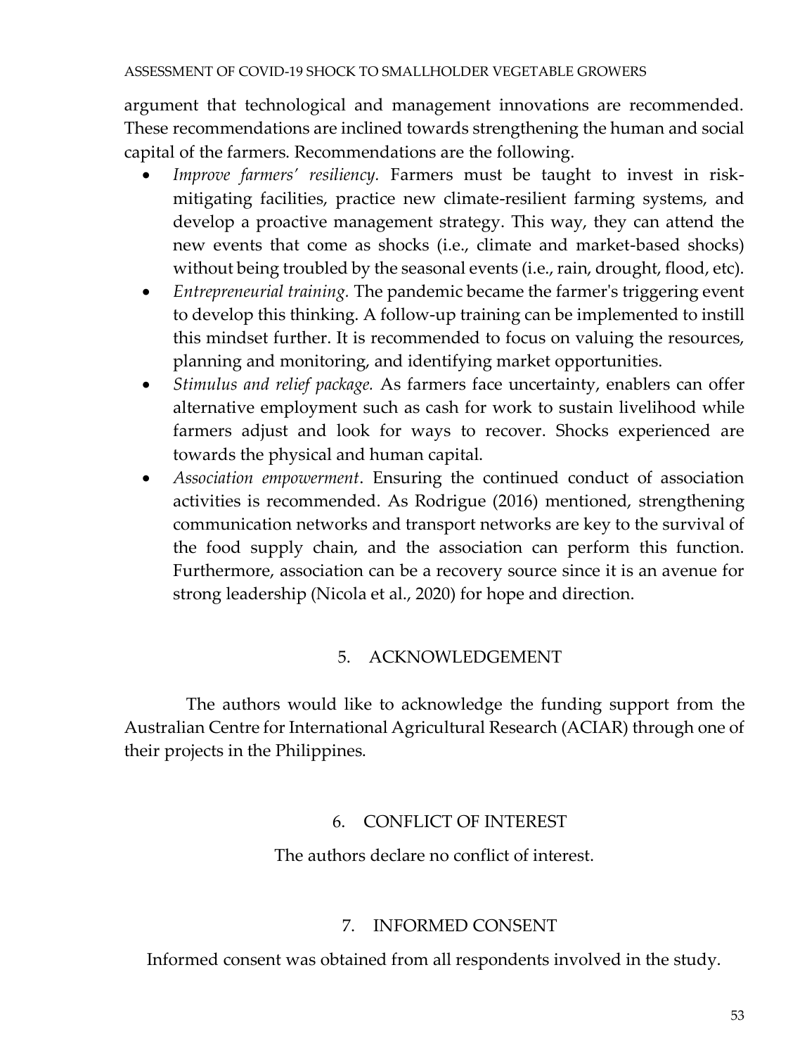argument that technological and management innovations are recommended. These recommendations are inclined towards strengthening the human and social capital of the farmers. Recommendations are the following.

- *Improve farmers' resiliency.* Farmers must be taught to invest in risk-mitigating facilities, practice new climate-resilient farming systems, and develop a proactive management strategy. This way, they can attend the new events that come as shocks (i.e., climate and market-based shocks) without being troubled by the seasonal events (i.e., rain, drought, flood, etc).
- *Entrepreneurial training.* The pandemic became the farmer's triggering event to develop this thinking. A follow-up training can be implemented to instill this mindset further. It is recommended to focus on valuing the resources, planning and monitoring, and identifying market opportunities.
- *Stimulus and relief package.* As farmers face uncertainty, enablers can offer alternative employment such as cash for work to sustain livelihood while farmers adjust and look for ways to recover. Shocks experienced are towards the physical and human capital.
- *Association empowerment*. Ensuring the continued conduct of association activities is recommended. As Rodrigue (2016) mentioned, strengthening communication networks and transport networks are key to the survival of the food supply chain, and the association can perform this function. Furthermore, association can be a recovery source since it is an avenue for strong leadership (Nicola et al., 2020) for hope and direction.

## 5. ACKNOWLEDGEMENT

The authors would like to acknowledge the funding support from the Australian Centre for International Agricultural Research (ACIAR) through one of their projects in the Philippines.

## 6. CONFLICT OF INTEREST

The authors declare no conflict of interest.

## 7. INFORMED CONSENT

Informed consent was obtained from all respondents involved in the study.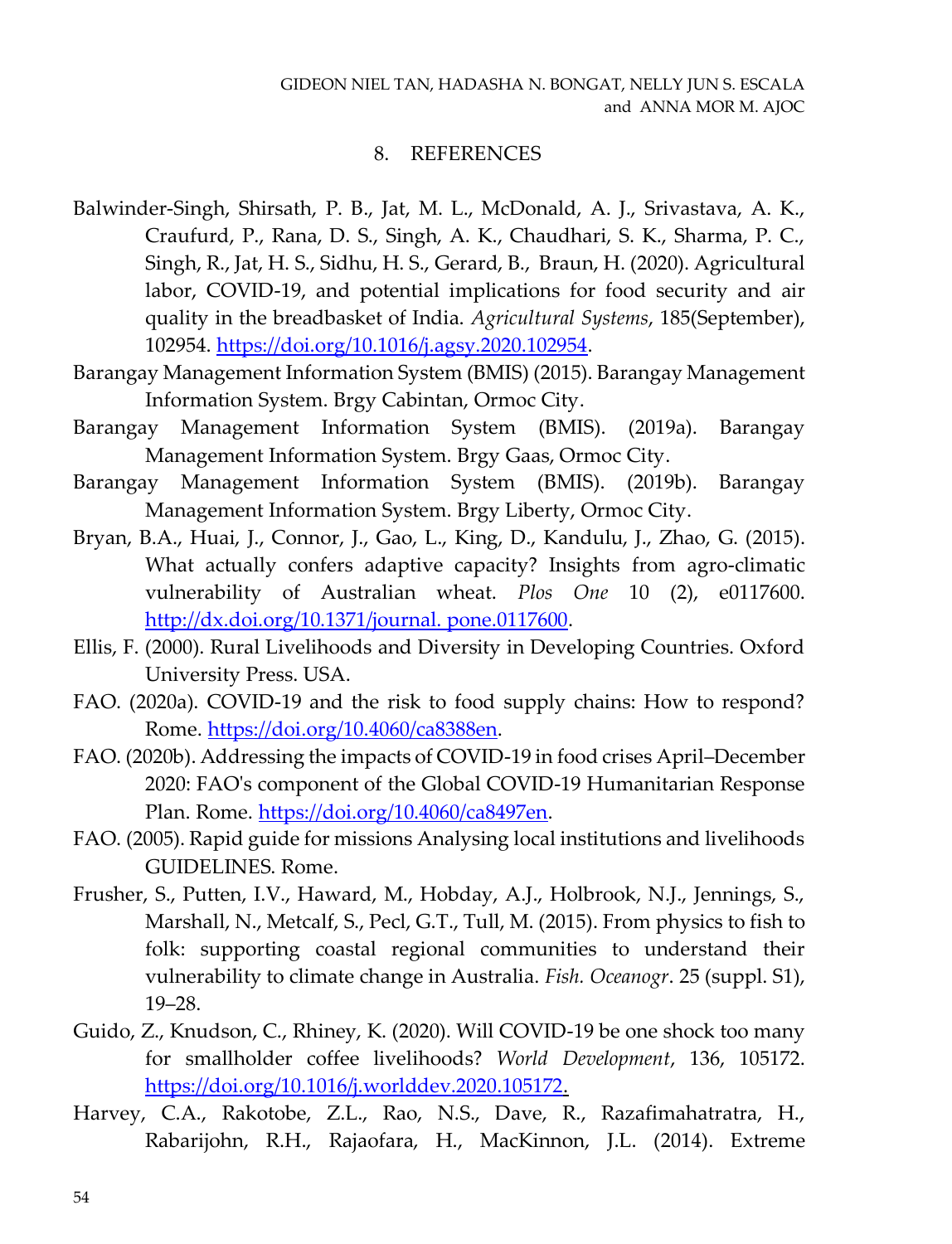## 8. REFERENCES

Balwinder-Singh, Shirsath, P. B., Jat, M. L., McDonald, A. J., Srivastava, A. K., Craufurd, P., Rana, D. S., Singh, A. K., Chaudhari, S. K., Sharma, P. C., Singh, R., Jat, H. S., Sidhu, H. S., Gerard, B., Braun, H. (2020). Agricultural labor, COVID-19, and potential implications for food security and air quality in the breadbasket of India. *Agricultural Systems*, 185(September), 102954. https://doi.org/10.1016/j.agsy.2020.102954.

Barangay Management Information System (BMIS) (2015). Barangay Management Information System. Brgy Cabintan, Ormoc City.

Barangay Management Information System (BMIS). (2019a). Barangay Management Information System. Brgy Gaas, Ormoc City.

Barangay Management Information System (BMIS). (2019b). Barangay Management Information System. Brgy Liberty, Ormoc City.

Bryan, B.A., Huai, J., Connor, J., Gao, L., King, D., Kandulu, J., Zhao, G. (2015). What actually confers adaptive capacity? Insights from agro-climatic vulnerability of Australian wheat. *Plos One* 10 (2), e0117600. http://dx.doi.org/10.1371/journal. pone.0117600.

Ellis, F. (2000). Rural Livelihoods and Diversity in Developing Countries. Oxford University Press. USA.

FAO. (2020a). COVID-19 and the risk to food supply chains: How to respond? Rome. https://doi.org/10.4060/ca8388en.

FAO. (2020b). Addressing the impacts of COVID-19 in food crises April–December 2020: FAO's component of the Global COVID-19 Humanitarian Response Plan. Rome. https://doi.org/10.4060/ca8497en.

FAO. (2005). Rapid guide for missions Analysing local institutions and livelihoods GUIDELINES. Rome.

Frusher, S., Putten, I.V., Haward, M., Hobday, A.J., Holbrook, N.J., Jennings, S., Marshall, N., Metcalf, S., Pecl, G.T., Tull, M. (2015). From physics to fish to folk: supporting coastal regional communities to understand their vulnerability to climate change in Australia. *Fish. Oceanogr*. 25 (suppl. S1), 19–28.

Guido, Z., Knudson, C., Rhiney, K. (2020). Will COVID-19 be one shock too many for smallholder coffee livelihoods? *World Development*, 136, 105172. https://doi.org/10.1016/j.worlddev.2020.105172.

Harvey, C.A., Rakotobe, Z.L., Rao, N.S., Dave, R., Razafimahatratra, H., Rabarijohn, R.H., Rajaofara, H., MacKinnon, J.L. (2014). Extreme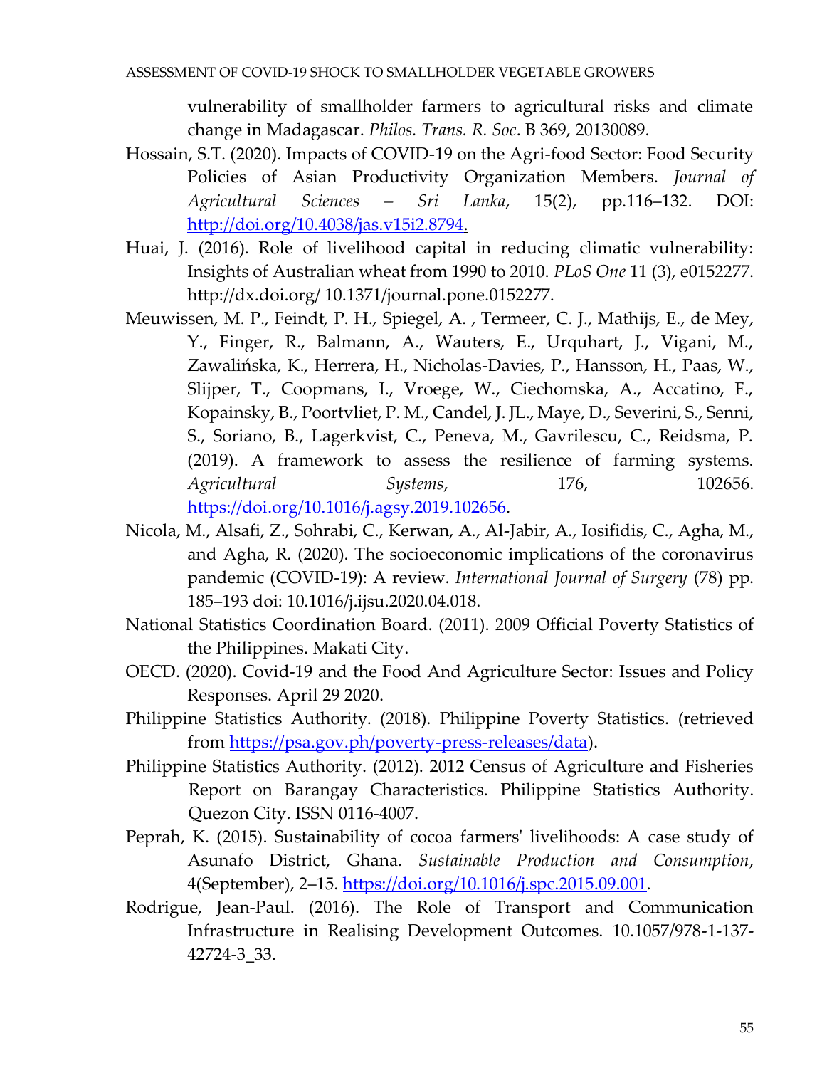vulnerability of smallholder farmers to agricultural risks and climate change in Madagascar. *Philos. Trans. R. Soc*. B 369, 20130089.

Hossain, S.T. (2020). Impacts of COVID-19 on the Agri-food Sector: Food Security Policies of Asian Productivity Organization Members. *Journal of Agricultural Sciences – Sri Lanka*, 15(2), pp.116–132. DOI: [http://doi.org/10.4038/jas.v15i2.8794.](http://doi.org/10.4038/jas.v15i2.8794)

Huai, J. (2016). Role of livelihood capital in reducing climatic vulnerability: Insights of Australian wheat from 1990 to 2010. *PLoS One* 11 (3), e0152277. http://dx.doi.org/ 10.1371/journal.pone.0152277.

Meuwissen, M. P., Feindt, P. H., Spiegel, A. , Termeer, C. J., Mathijs, E., de Mey, Y., Finger, R., Balmann, A., Wauters, E., Urquhart, J., Vigani, M., Zawalińska, K., Herrera, H., Nicholas-Davies, P., Hansson, H., Paas, W., Slijper, T., Coopmans, I., Vroege, W., Ciechomska, A., Accatino, F., Kopainsky, B., Poortvliet, P. M., Candel, J. JL., Maye, D., Severini, S., Senni, S., Soriano, B., Lagerkvist, C., Peneva, M., Gavrilescu, C., Reidsma, P. (2019). A framework to assess the resilience of farming systems. *Agricultural Systems*, 176, 102656. [https://doi.org/10.1016/j.agsy.2019.102656](https://doi.org/10.1016/j.agsy.2019.102656).

Nicola, M., Alsafi, Z., Sohrabi, C., Kerwan, A., Al-Jabir, A., Iosifidis, C., Agha, M., and Agha, R. (2020). The socioeconomic implications of the coronavirus pandemic (COVID-19): A review. *International Journal of Surgery* (78) pp. 185–193 doi: 10.1016/j.ijsu.2020.04.018.

National Statistics Coordination Board. (2011). 2009 Official Poverty Statistics of the Philippines. Makati City.

OECD. (2020). Covid-19 and the Food And Agriculture Sector: Issues and Policy Responses. April 29 2020.

Philippine Statistics Authority. (2018). Philippine Poverty Statistics. (retrieved from [https://psa.gov.ph/poverty-press-releases/data](https://psa.gov.ph/poverty-press-releases/data)).

Philippine Statistics Authority. (2012). 2012 Census of Agriculture and Fisheries Report on Barangay Characteristics. Philippine Statistics Authority. Quezon City. ISSN 0116-4007.

Peprah, K. (2015). Sustainability of cocoa farmers' livelihoods: A case study of Asunafo District, Ghana. *Sustainable Production and Consumption*, 4(September), 2–15. [https://doi.org/10.1016/j.spc.2015.09.001](https://doi.org/10.1016/j.spc.2015.09.001).

Rodrigue, Jean-Paul. (2016). The Role of Transport and Communication Infrastructure in Realising Development Outcomes. 10.1057/978-1-137-42724-3_33.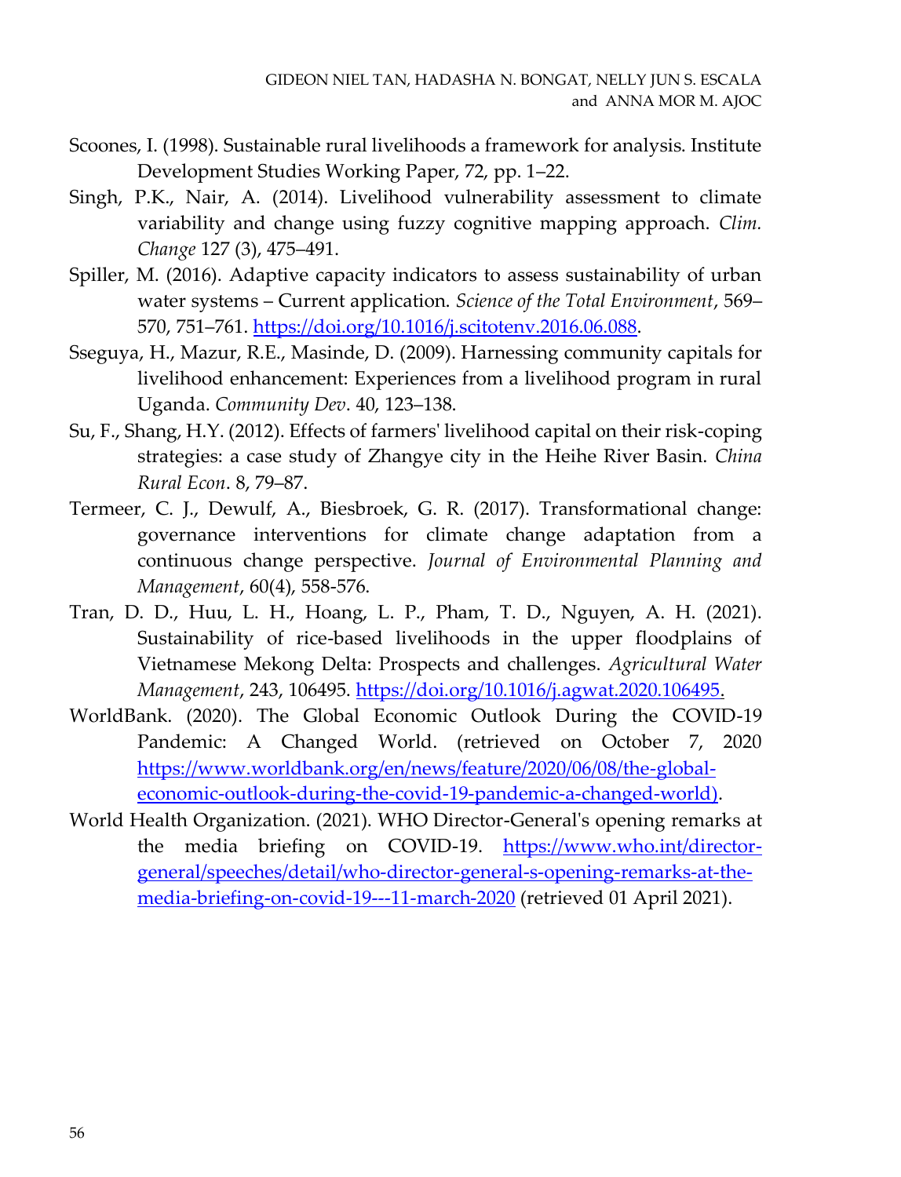Scoones, I. (1998). Sustainable rural livelihoods a framework for analysis. Institute Development Studies Working Paper, 72, pp. 1–22.

Singh, P.K., Nair, A. (2014). Livelihood vulnerability assessment to climate variability and change using fuzzy cognitive mapping approach. *Clim. Change* 127 (3), 475–491.

Spiller, M. (2016). Adaptive capacity indicators to assess sustainability of urban water systems – Current application. *Science of the Total Environment*, 569–570, 751–761. https://doi.org/10.1016/j.scitotenv.2016.06.088.

Sseguya, H., Mazur, R.E., Masinde, D. (2009). Harnessing community capitals for livelihood enhancement: Experiences from a livelihood program in rural Uganda. *Community Dev*. 40, 123–138.

Su, F., Shang, H.Y. (2012). Effects of farmers' livelihood capital on their risk-coping strategies: a case study of Zhangye city in the Heihe River Basin. *China Rural Econ*. 8, 79–87.

Termeer, C. J., Dewulf, A., Biesbroek, G. R. (2017). Transformational change: governance interventions for climate change adaptation from a continuous change perspective. *Journal of Environmental Planning and Management*, 60(4), 558-576.

Tran, D. D., Huu, L. H., Hoang, L. P., Pham, T. D., Nguyen, A. H. (2021). Sustainability of rice-based livelihoods in the upper floodplains of Vietnamese Mekong Delta: Prospects and challenges. *Agricultural Water Management*, 243, 106495. https://doi.org/10.1016/j.agwat.2020.106495.

WorldBank. (2020). The Global Economic Outlook During the COVID-19 Pandemic: A Changed World. (retrieved on October 7, 2020 https://www.worldbank.org/en/news/feature/2020/06/08/the-global-economic-outlook-during-the-covid-19-pandemic-a-changed-world).

World Health Organization. (2021). WHO Director-General's opening remarks at the media briefing on COVID-19. https://www.who.int/director-general/speeches/detail/who-director-general-s-opening-remarks-at-the-media-briefing-on-covid-19---11-march-2020 (retrieved 01 April 2021).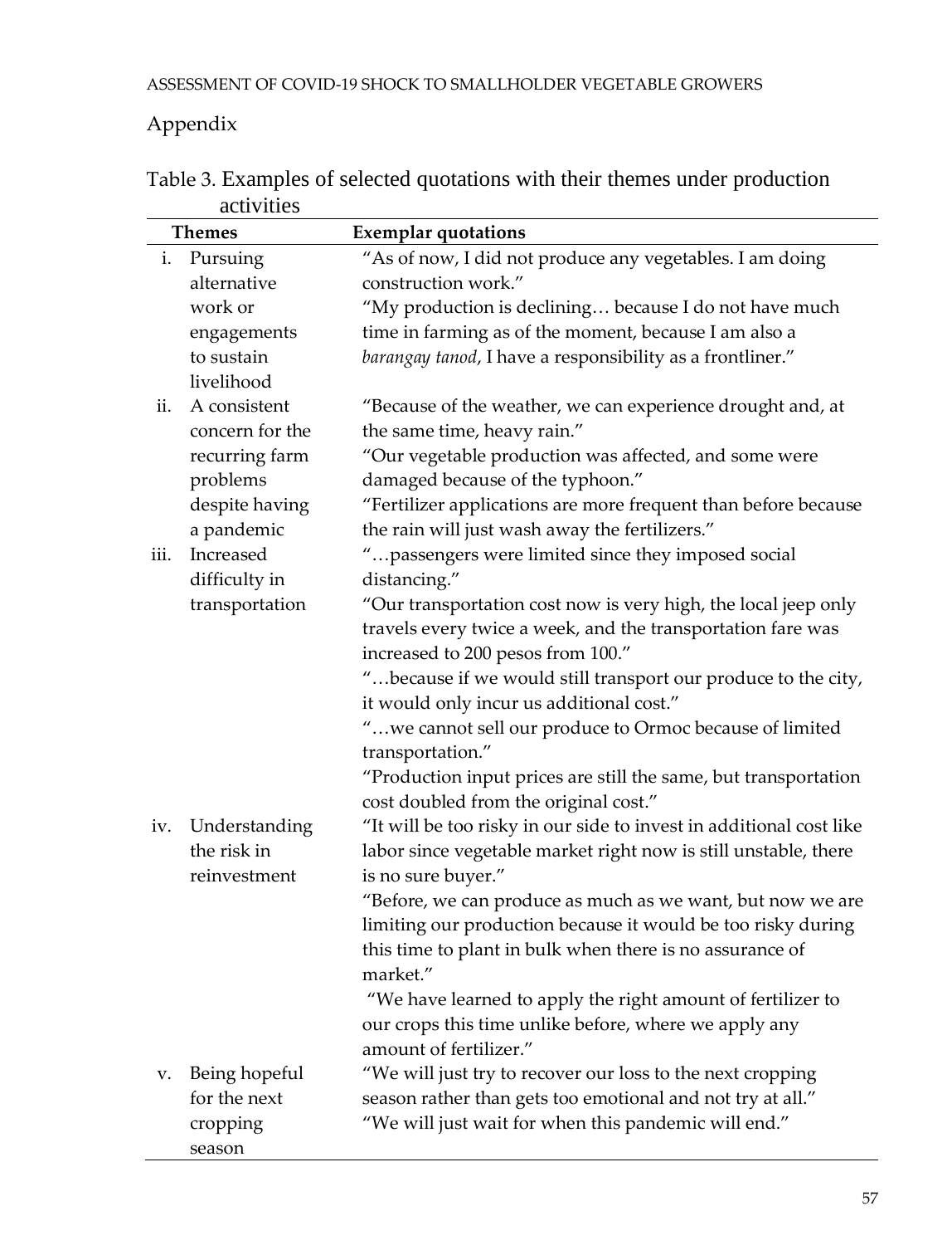## Appendix

Table 3. Examples of selected quotations with their themes under production activities

| Themes | Exemplar quotations |
|---|---|
| i. Pursuing alternative work or engagements to sustain livelihood | "As of now, I did not produce any vegetables. I am doing construction work."<br>"My production is declining… because I do not have much time in farming as of the moment, because I am also a *barangay tanod*, I have a responsibility as a frontliner." |
| ii. A consistent concern for the recurring farm problems despite having a pandemic | "Because of the weather, we can experience drought and, at the same time, heavy rain."<br>"Our vegetable production was affected, and some were damaged because of the typhoon."<br>"Fertilizer applications are more frequent than before because the rain will just wash away the fertilizers." |
| iii. Increased difficulty in transportation | "…passengers were limited since they imposed social distancing."<br>"Our transportation cost now is very high, the local jeep only travels every twice a week, and the transportation fare was increased to 200 pesos from 100."<br>"…because if we would still transport our produce to the city, it would only incur us additional cost."<br>"…we cannot sell our produce to Ormoc because of limited transportation."<br>"Production input prices are still the same, but transportation cost doubled from the original cost." |
| iv. Understanding the risk in reinvestment | "It will be too risky in our side to invest in additional cost like labor since vegetable market right now is still unstable, there is no sure buyer."<br>"Before, we can produce as much as we want, but now we are limiting our production because it would be too risky during this time to plant in bulk when there is no assurance of market."<br>"We have learned to apply the right amount of fertilizer to our crops this time unlike before, where we apply any amount of fertilizer." |
| v. Being hopeful for the next cropping season | "We will just try to recover our loss to the next cropping season rather than gets too emotional and not try at all."<br>"We will just wait for when this pandemic will end." |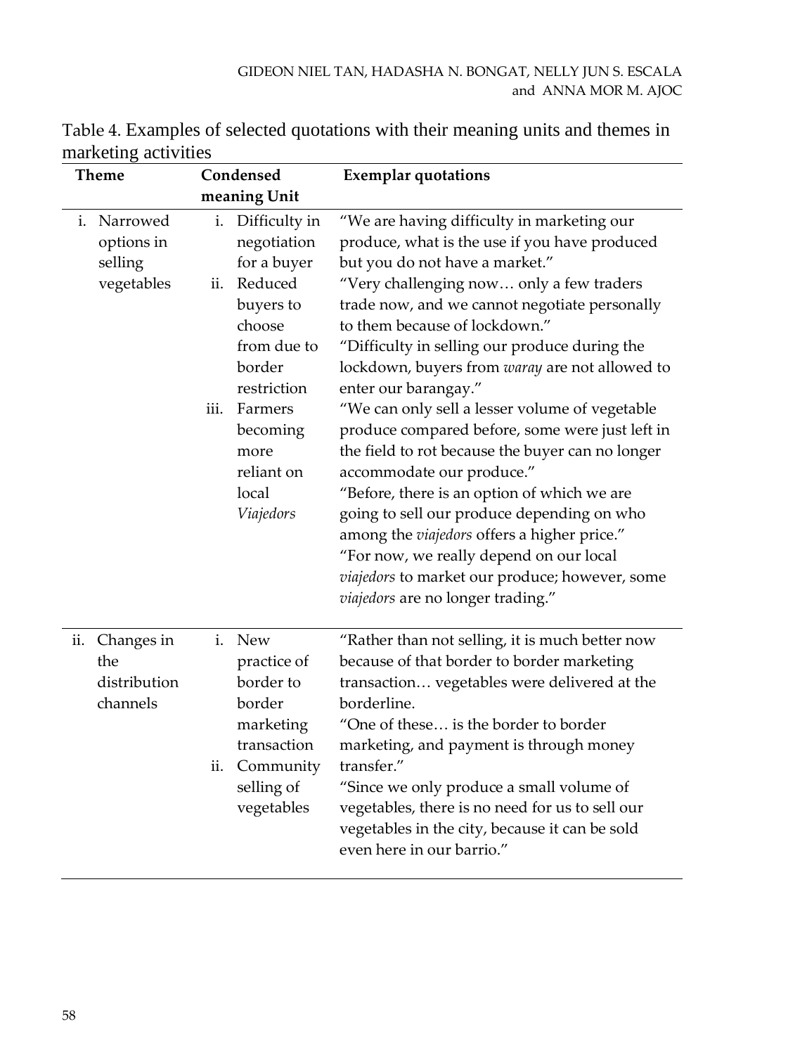Table 4. Examples of selected quotations with their meaning units and themes in marketing activities

| Theme | Condensed meaning Unit | Exemplar quotations |
|---|---|---|
| i. Narrowed options in selling vegetables | i. Difficulty in negotiation for a buyer<br>ii. Reduced buyers to choose from due to border restriction<br>iii. Farmers becoming more reliant on local *Viajedors* | "We are having difficulty in marketing our produce, what is the use if you have produced but you do not have a market."<br>"Very challenging now… only a few traders trade now, and we cannot negotiate personally to them because of lockdown."<br>"Difficulty in selling our produce during the lockdown, buyers from *waray* are not allowed to enter our barangay."<br>"We can only sell a lesser volume of vegetable produce compared before, some were just left in the field to rot because the buyer can no longer accommodate our produce."<br>"Before, there is an option of which we are going to sell our produce depending on who among the *viajedors* offers a higher price."<br>"For now, we really depend on our local *viajedors* to market our produce; however, some *viajedors* are no longer trading." |
| ii. Changes in the distribution channels | i. New practice of border to border marketing transaction<br>ii. Community selling of vegetables | "Rather than not selling, it is much better now because of that border to border marketing transaction… vegetables were delivered at the borderline.<br>"One of these… is the border to border marketing, and payment is through money transfer."<br>"Since we only produce a small volume of vegetables, there is no need for us to sell our vegetables in the city, because it can be sold even here in our barrio." |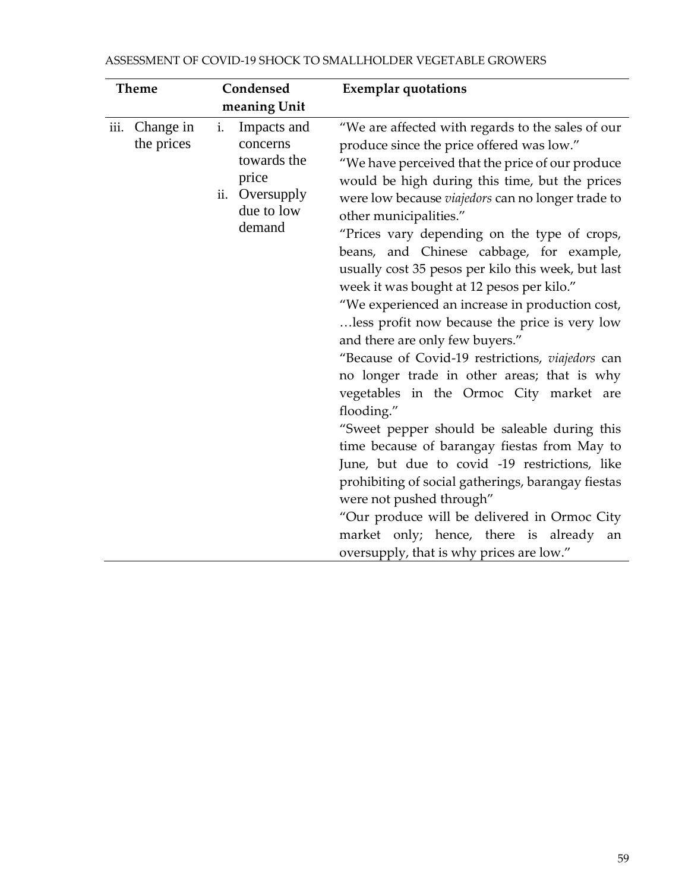| Theme | Condensed meaning Unit | Exemplar quotations |
| --- | --- | --- |
| iii. Change in the prices | i. Impacts and concerns towards the price<br>ii. Oversupply due to low demand | "We are affected with regards to the sales of our produce since the price offered was low."<br>"We have perceived that the price of our produce would be high during this time, but the prices were low because *viajedors* can no longer trade to other municipalities."<br>"Prices vary depending on the type of crops, beans, and Chinese cabbage, for example, usually cost 35 pesos per kilo this week, but last week it was bought at 12 pesos per kilo."<br>"We experienced an increase in production cost, …less profit now because the price is very low and there are only few buyers."<br>"Because of Covid-19 restrictions, *viajedors* can no longer trade in other areas; that is why vegetables in the Ormoc City market are flooding."<br>"Sweet pepper should be saleable during this time because of barangay fiestas from May to June, but due to covid -19 restrictions, like prohibiting of social gatherings, barangay fiestas were not pushed through"<br>"Our produce will be delivered in Ormoc City market only; hence, there is already an oversupply, that is why prices are low." |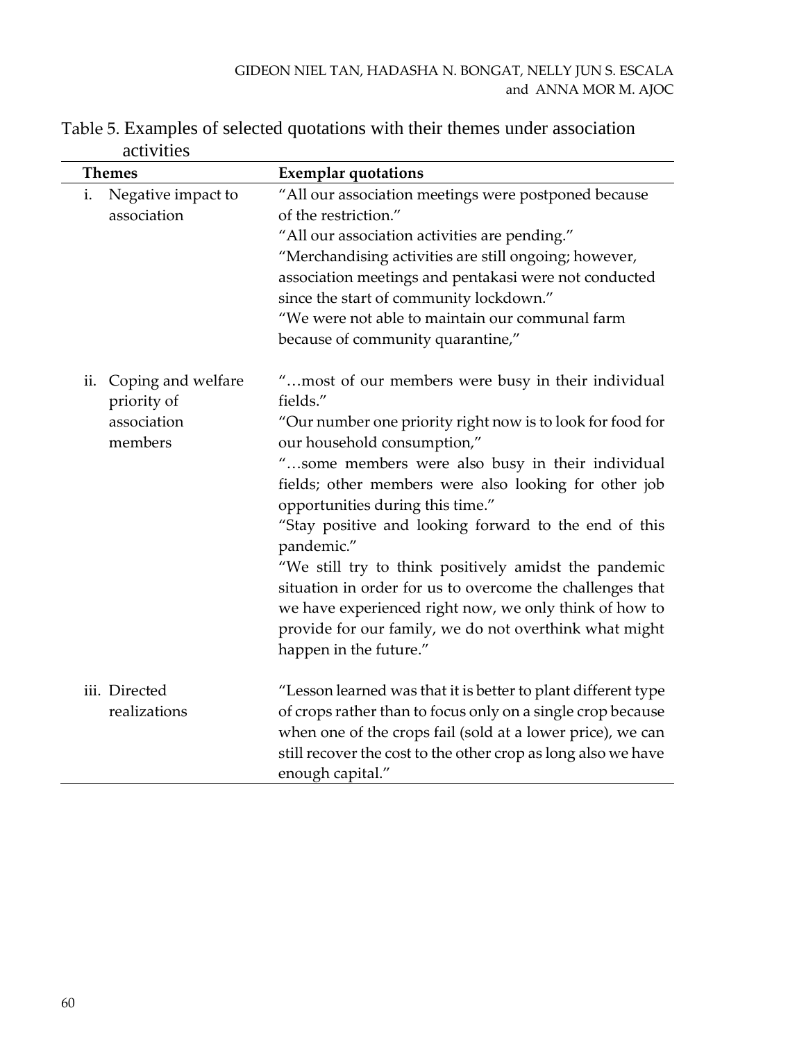Table 5. Examples of selected quotations with their themes under association activities

| Themes | Exemplar quotations |
| --- | --- |
| i. Negative impact to association | "All our association meetings were postponed because of the restriction."<br>"All our association activities are pending."<br>"Merchandising activities are still ongoing; however, association meetings and pentakasi were not conducted since the start of community lockdown."<br>"We were not able to maintain our communal farm because of community quarantine," |
| ii. Coping and welfare priority of association members | "…most of our members were busy in their individual fields."<br>"Our number one priority right now is to look for food for our household consumption,"<br>"…some members were also busy in their individual fields; other members were also looking for other job opportunities during this time."<br>"Stay positive and looking forward to the end of this pandemic."<br>"We still try to think positively amidst the pandemic situation in order for us to overcome the challenges that we have experienced right now, we only think of how to provide for our family, we do not overthink what might happen in the future." |
| iii. Directed realizations | "Lesson learned was that it is better to plant different type of crops rather than to focus only on a single crop because when one of the crops fail (sold at a lower price), we can still recover the cost to the other crop as long also we have enough capital." |